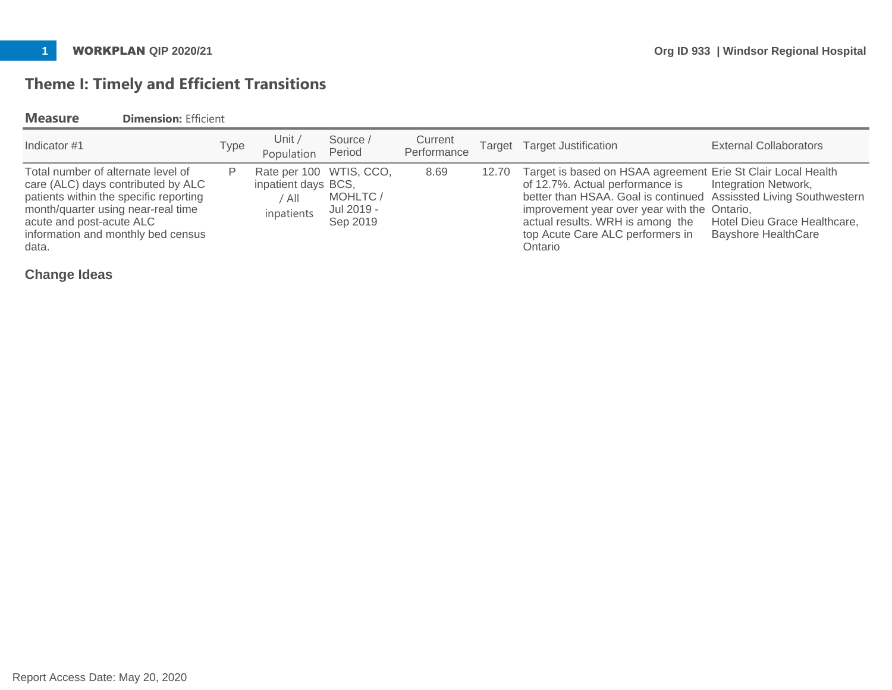## Theme I: Timely and Efficient Transitions

**Measure** **Dimension:** Efficient

| Indicator #1 | Type | Unit / Population | Source / Period | Current Performance | Target | Target Justification | External Collaborators |
|---|---|---|---|---|---|---|---|
| Total number of alternate level of care (ALC) days contributed by ALC patients within the specific reporting month/quarter using near-real time acute and post-acute ALC information and monthly bed census data. | P | Rate per 100 inpatient days / All inpatients | WTIS, CCO, BCS, MOHLTC / Jul 2019 - Sep 2019 | 8.69 | 12.70 | Target is based on HSAA agreement of 12.7%. Actual performance is better than HSAA. Goal is continued improvement year over year with the actual results. WRH is among the top Acute Care ALC performers in Ontario | Erie St Clair Local Health Integration Network, Assissted Living Southwestern Ontario, Hotel Dieu Grace Healthcare, Bayshore HealthCare |

### Change Ideas

Report Access Date: May 20, 2020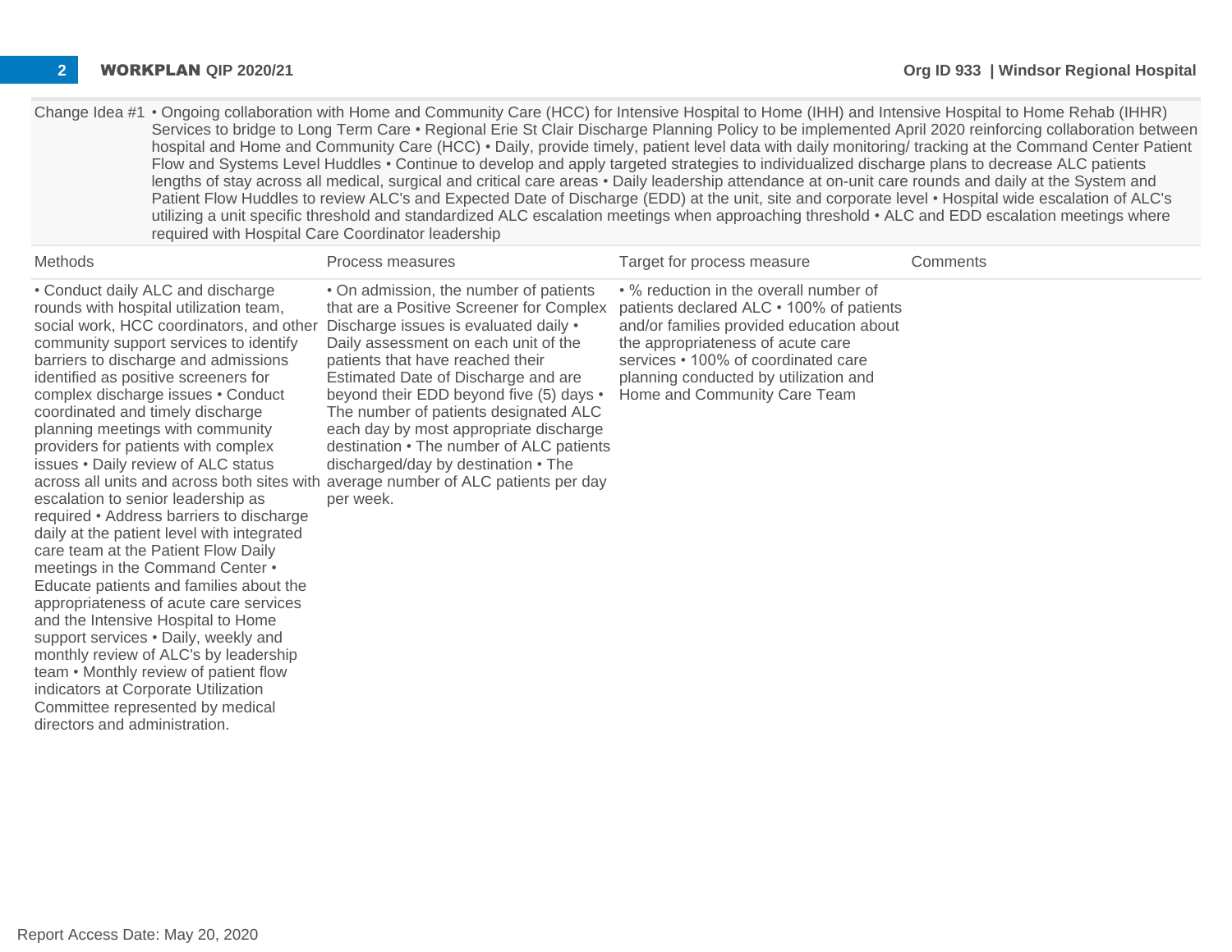Change Idea #1 • Ongoing collaboration with Home and Community Care (HCC) for Intensive Hospital to Home (IHH) and Intensive Hospital to Home Rehab (IHHR) Services to bridge to Long Term Care • Regional Erie St Clair Discharge Planning Policy to be implemented April 2020 reinforcing collaboration between hospital and Home and Community Care (HCC) • Daily, provide timely, patient level data with daily monitoring/ tracking at the Command Center Patient Flow and Systems Level Huddles • Continue to develop and apply targeted strategies to individualized discharge plans to decrease ALC patients lengths of stay across all medical, surgical and critical care areas • Daily leadership attendance at on-unit care rounds and daily at the System and Patient Flow Huddles to review ALC's and Expected Date of Discharge (EDD) at the unit, site and corporate level • Hospital wide escalation of ALC's utilizing a unit specific threshold and standardized ALC escalation meetings when approaching threshold • ALC and EDD escalation meetings where required with Hospital Care Coordinator leadership

| Methods | Process measures | Target for process measure | Comments |
|---|---|---|---|
| • Conduct daily ALC and discharge rounds with hospital utilization team, social work, HCC coordinators, and other community support services to identify barriers to discharge and admissions identified as positive screeners for complex discharge issues • Conduct coordinated and timely discharge planning meetings with community providers for patients with complex issues • Daily review of ALC status across all units and across both sites with escalation to senior leadership as required • Address barriers to discharge daily at the patient level with integrated care team at the Patient Flow Daily meetings in the Command Center • Educate patients and families about the appropriateness of acute care services and the Intensive Hospital to Home support services • Daily, weekly and monthly review of ALC's by leadership team • Monthly review of patient flow indicators at Corporate Utilization Committee represented by medical directors and administration. | • On admission, the number of patients that are a Positive Screener for Complex Discharge issues is evaluated daily • Daily assessment on each unit of the patients that have reached their Estimated Date of Discharge and are beyond their EDD beyond five (5) days • The number of patients designated ALC each day by most appropriate discharge destination • The number of ALC patients discharged/day by destination • The average number of ALC patients per day per week. | • % reduction in the overall number of patients declared ALC • 100% of patients and/or families provided education about the appropriateness of acute care services • 100% of coordinated care planning conducted by utilization and Home and Community Care Team | |

Report Access Date: May 20, 2020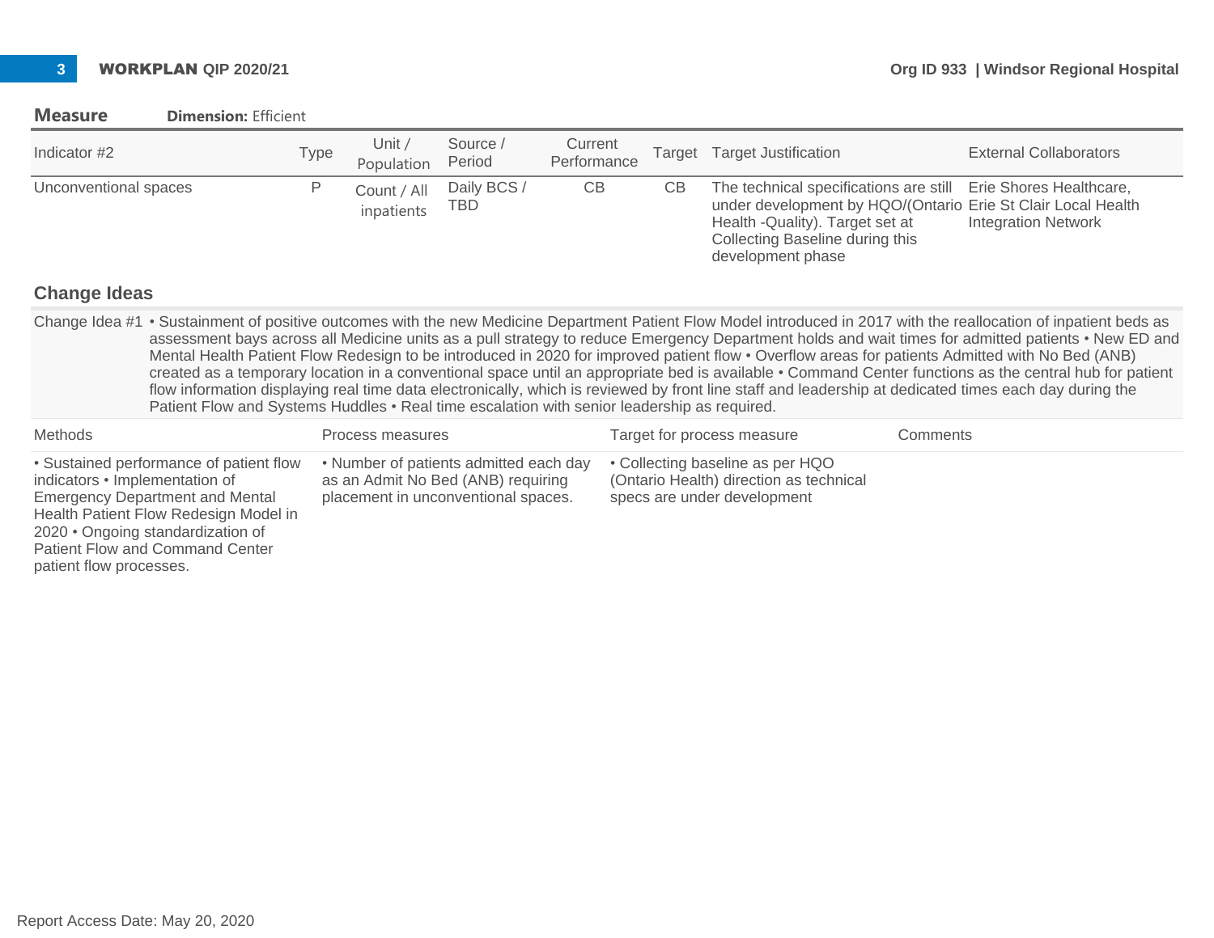## Measure **Dimension:** Efficient

| Indicator #2 | Type | Unit / Population | Source / Period | Current Performance | Target | Target Justification | External Collaborators |
|---|---|---|---|---|---|---|---|
| Unconventional spaces | P | Count / All inpatients | Daily BCS / TBD | CB | CB | The technical specifications are still under development by HQO/(Ontario Health -Quality). Target set at Collecting Baseline during this development phase | Erie Shores Healthcare, Erie St Clair Local Health Integration Network |

### Change Ideas

Change Idea #1 • Sustainment of positive outcomes with the new Medicine Department Patient Flow Model introduced in 2017 with the reallocation of inpatient beds as assessment bays across all Medicine units as a pull strategy to reduce Emergency Department holds and wait times for admitted patients • New ED and Mental Health Patient Flow Redesign to be introduced in 2020 for improved patient flow • Overflow areas for patients Admitted with No Bed (ANB) created as a temporary location in a conventional space until an appropriate bed is available • Command Center functions as the central hub for patient flow information displaying real time data electronically, which is reviewed by front line staff and leadership at dedicated times each day during the Patient Flow and Systems Huddles • Real time escalation with senior leadership as required.

| Methods | Process measures | Target for process measure | Comments |
|---|---|---|---|
| • Sustained performance of patient flow indicators • Implementation of Emergency Department and Mental Health Patient Flow Redesign Model in 2020 • Ongoing standardization of Patient Flow and Command Center patient flow processes. | • Number of patients admitted each day as an Admit No Bed (ANB) requiring placement in unconventional spaces. | • Collecting baseline as per HQO (Ontario Health) direction as technical specs are under development | |

Report Access Date: May 20, 2020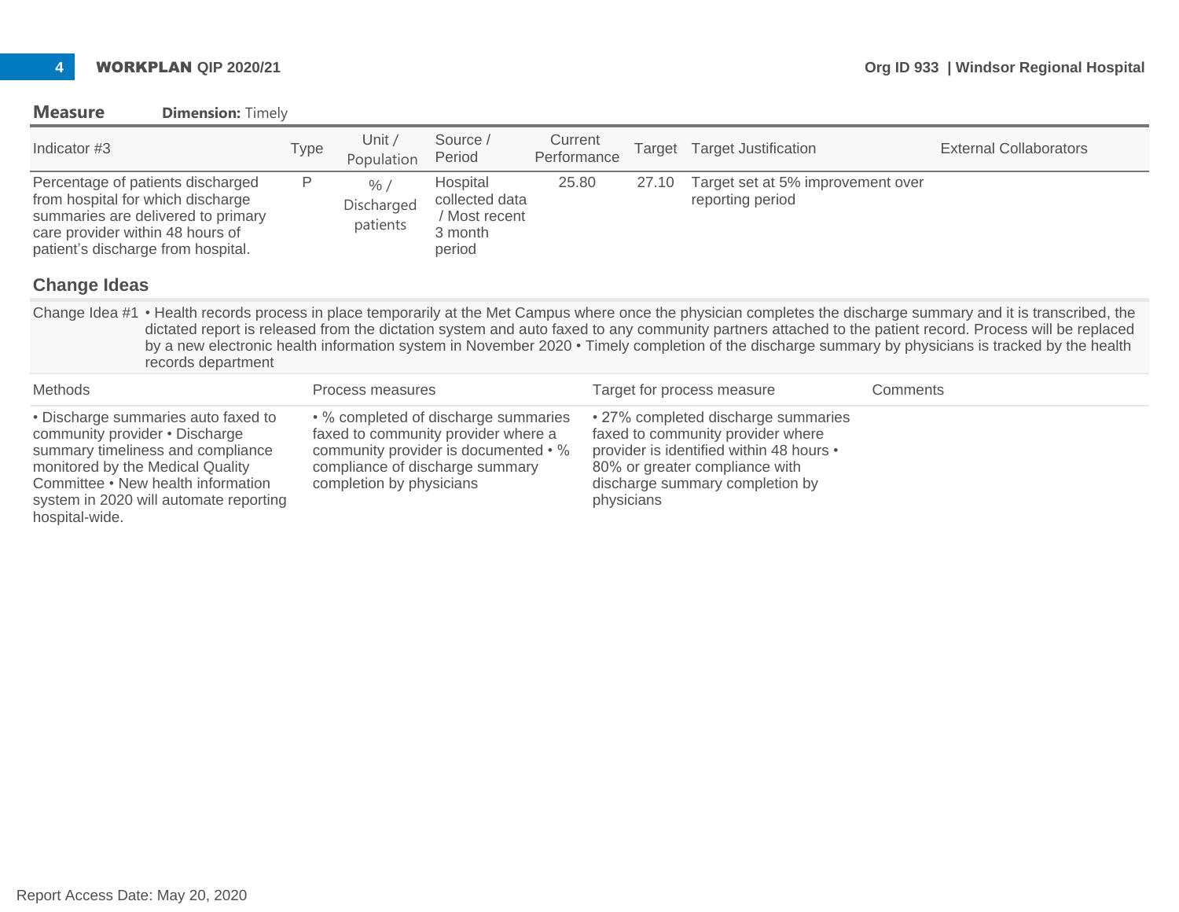## Measure

**Dimension:** Timely

| Indicator #3 | Type | Unit / Population | Source / Period | Current Performance | Target | Target Justification | External Collaborators |
|---|---|---|---|---|---|---|---|
| Percentage of patients discharged from hospital for which discharge summaries are delivered to primary care provider within 48 hours of patient's discharge from hospital. | P | % / Discharged patients | Hospital collected data / Most recent 3 month period | 25.80 | 27.10 | Target set at 5% improvement over reporting period | |

### Change Ideas

Change Idea #1 • Health records process in place temporarily at the Met Campus where once the physician completes the discharge summary and it is transcribed, the dictated report is released from the dictation system and auto faxed to any community partners attached to the patient record. Process will be replaced by a new electronic health information system in November 2020 • Timely completion of the discharge summary by physicians is tracked by the health records department

| Methods | Process measures | Target for process measure | Comments |
|---|---|---|---|
| • Discharge summaries auto faxed to community provider • Discharge summary timeliness and compliance monitored by the Medical Quality Committee • New health information system in 2020 will automate reporting hospital-wide. | • % completed of discharge summaries faxed to community provider where a community provider is documented • % compliance of discharge summary completion by physicians | • 27% completed discharge summaries faxed to community provider where provider is identified within 48 hours • 80% or greater compliance with discharge summary completion by physicians | |

Report Access Date: May 20, 2020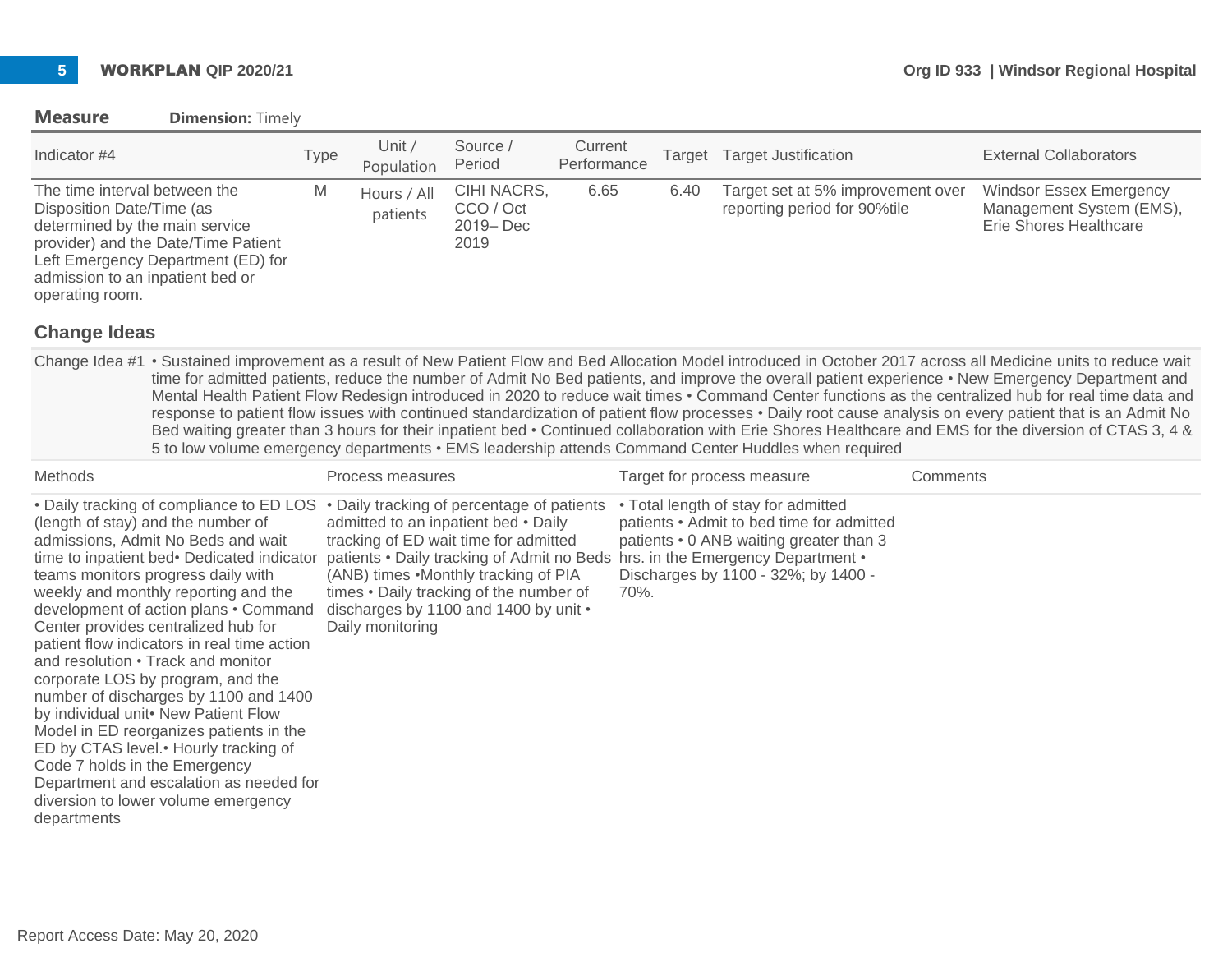## Measure

**Dimension:** Timely

| Indicator #4 | Type | Unit / Population | Source / Period | Current Performance | Target | Target Justification | External Collaborators |
|---|---|---|---|---|---|---|---|
| The time interval between the Disposition Date/Time (as determined by the main service provider) and the Date/Time Patient Left Emergency Department (ED) for admission to an inpatient bed or operating room. | M | Hours / All patients | CIHI NACRS, CCO / Oct 2019– Dec 2019 | 6.65 | 6.40 | Target set at 5% improvement over reporting period for 90%tile | Windsor Essex Emergency Management System (EMS), Erie Shores Healthcare |

### Change Ideas

Change Idea #1 • Sustained improvement as a result of New Patient Flow and Bed Allocation Model introduced in October 2017 across all Medicine units to reduce wait time for admitted patients, reduce the number of Admit No Bed patients, and improve the overall patient experience • New Emergency Department and Mental Health Patient Flow Redesign introduced in 2020 to reduce wait times • Command Center functions as the centralized hub for real time data and response to patient flow issues with continued standardization of patient flow processes • Daily root cause analysis on every patient that is an Admit No Bed waiting greater than 3 hours for their inpatient bed • Continued collaboration with Erie Shores Healthcare and EMS for the diversion of CTAS 3, 4 & 5 to low volume emergency departments • EMS leadership attends Command Center Huddles when required

| Methods | Process measures | Target for process measure | Comments |
|---|---|---|---|
| • Daily tracking of compliance to ED LOS (length of stay) and the number of admissions, Admit No Beds and wait time to inpatient bed• Dedicated indicator teams monitors progress daily with weekly and monthly reporting and the development of action plans • Command Center provides centralized hub for patient flow indicators in real time action and resolution • Track and monitor corporate LOS by program, and the number of discharges by 1100 and 1400 by individual unit• New Patient Flow Model in ED reorganizes patients in the ED by CTAS level.• Hourly tracking of Code 7 holds in the Emergency Department and escalation as needed for diversion to lower volume emergency departments | • Daily tracking of percentage of patients admitted to an inpatient bed • Daily tracking of ED wait time for admitted patients • Daily tracking of Admit no Beds (ANB) times •Monthly tracking of PIA times • Daily tracking of the number of discharges by 1100 and 1400 by unit • Daily monitoring | • Total length of stay for admitted patients • Admit to bed time for admitted patients • 0 ANB waiting greater than 3 hrs. in the Emergency Department • Discharges by 1100 - 32%; by 1400 - 70%. | |

Report Access Date: May 20, 2020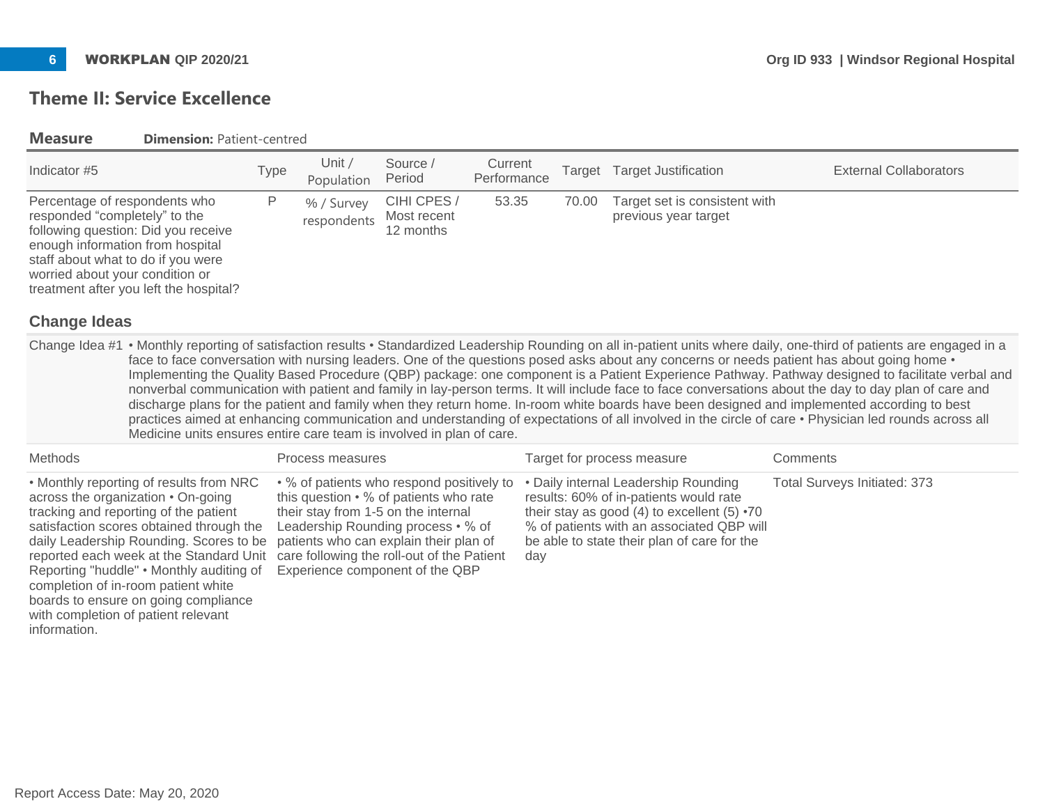## Theme II: Service Excellence

**Measure** **Dimension:** Patient-centred

| Indicator #5 | Type | Unit / Population | Source / Period | Current Performance | Target | Target Justification | External Collaborators |
|---|---|---|---|---|---|---|---|
| Percentage of respondents who responded "completely" to the following question: Did you receive enough information from hospital staff about what to do if you were worried about your condition or treatment after you left the hospital? | P | % / Survey respondents | CIHI CPES / Most recent 12 months | 53.35 | 70.00 | Target set is consistent with previous year target | |

### Change Ideas

Change Idea #1 • Monthly reporting of satisfaction results • Standardized Leadership Rounding on all in-patient units where daily, one-third of patients are engaged in a face to face conversation with nursing leaders. One of the questions posed asks about any concerns or needs patient has about going home • Implementing the Quality Based Procedure (QBP) package: one component is a Patient Experience Pathway. Pathway designed to facilitate verbal and nonverbal communication with patient and family in lay-person terms. It will include face to face conversations about the day to day plan of care and discharge plans for the patient and family when they return home. In-room white boards have been designed and implemented according to best practices aimed at enhancing communication and understanding of expectations of all involved in the circle of care • Physician led rounds across all Medicine units ensures entire care team is involved in plan of care.

| Methods | Process measures | Target for process measure | Comments |
|---|---|---|---|
| • Monthly reporting of results from NRC across the organization • On-going tracking and reporting of the patient satisfaction scores obtained through the daily Leadership Rounding. Scores to be reported each week at the Standard Unit Reporting "huddle" • Monthly auditing of completion of in-room patient white boards to ensure on going compliance with completion of patient relevant information. | • % of patients who respond positively to this question • % of patients who rate their stay from 1-5 on the internal Leadership Rounding process • % of patients who can explain their plan of care following the roll-out of the Patient Experience component of the QBP | • Daily internal Leadership Rounding results: 60% of in-patients would rate their stay as good (4) to excellent (5) •70 % of patients with an associated QBP will be able to state their plan of care for the day | Total Surveys Initiated: 373 |

Report Access Date: May 20, 2020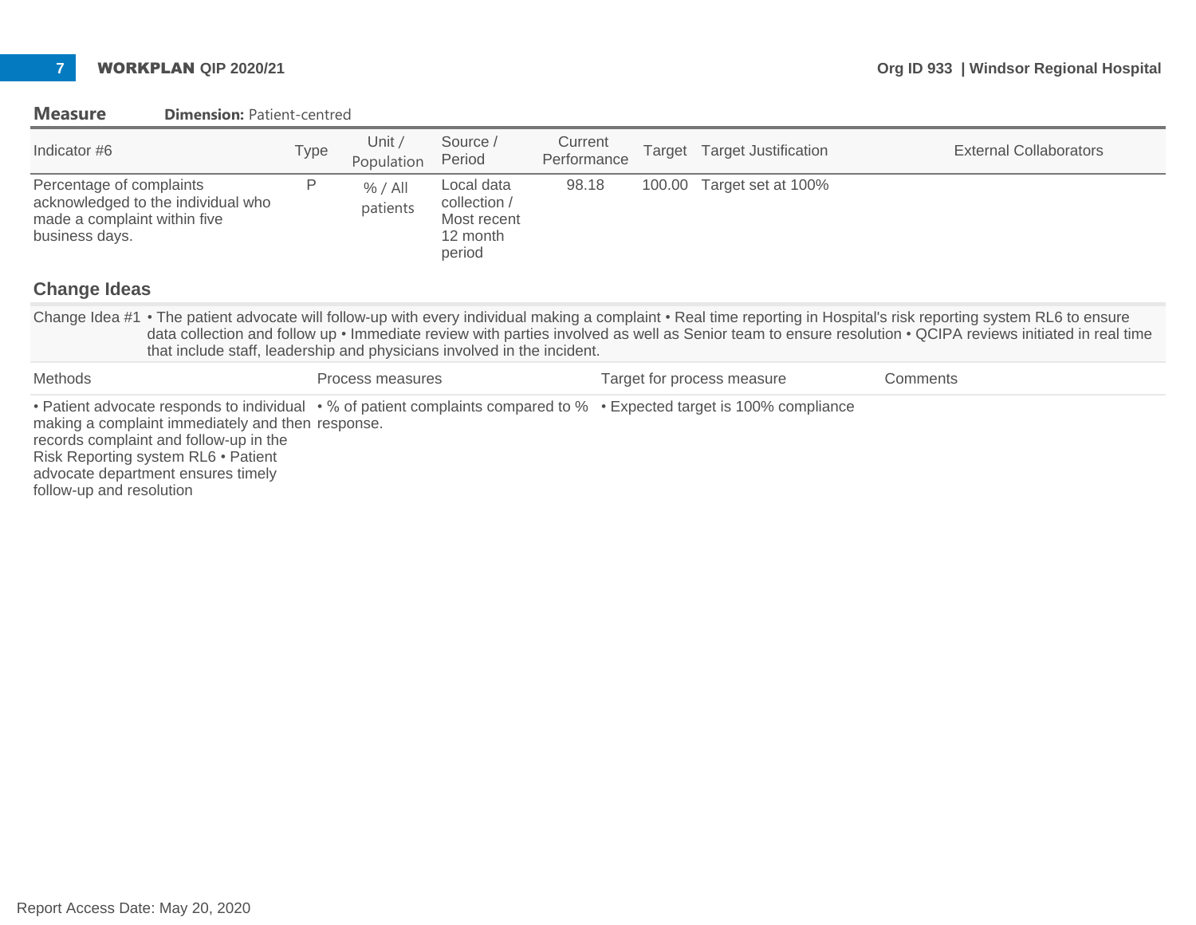## Measure — Dimension: Patient-centred

| Indicator #6 | Type | Unit / Population | Source / Period | Current Performance | Target | Target Justification | External Collaborators |
|---|---|---|---|---|---|---|---|
| Percentage of complaints acknowledged to the individual who made a complaint within five business days. | P | % / All patients | Local data collection / Most recent 12 month period | 98.18 | 100.00 | Target set at 100% | |

### Change Ideas

Change Idea #1 • The patient advocate will follow-up with every individual making a complaint • Real time reporting in Hospital's risk reporting system RL6 to ensure data collection and follow up • Immediate review with parties involved as well as Senior team to ensure resolution • QCIPA reviews initiated in real time that include staff, leadership and physicians involved in the incident.

| Methods | Process measures | Target for process measure | Comments |
|---|---|---|---|
| • Patient advocate responds to individual making a complaint immediately and then records complaint and follow-up in the Risk Reporting system RL6 • Patient advocate department ensures timely follow-up and resolution | • % of patient complaints compared to % response. | • Expected target is 100% compliance | |

Report Access Date: May 20, 2020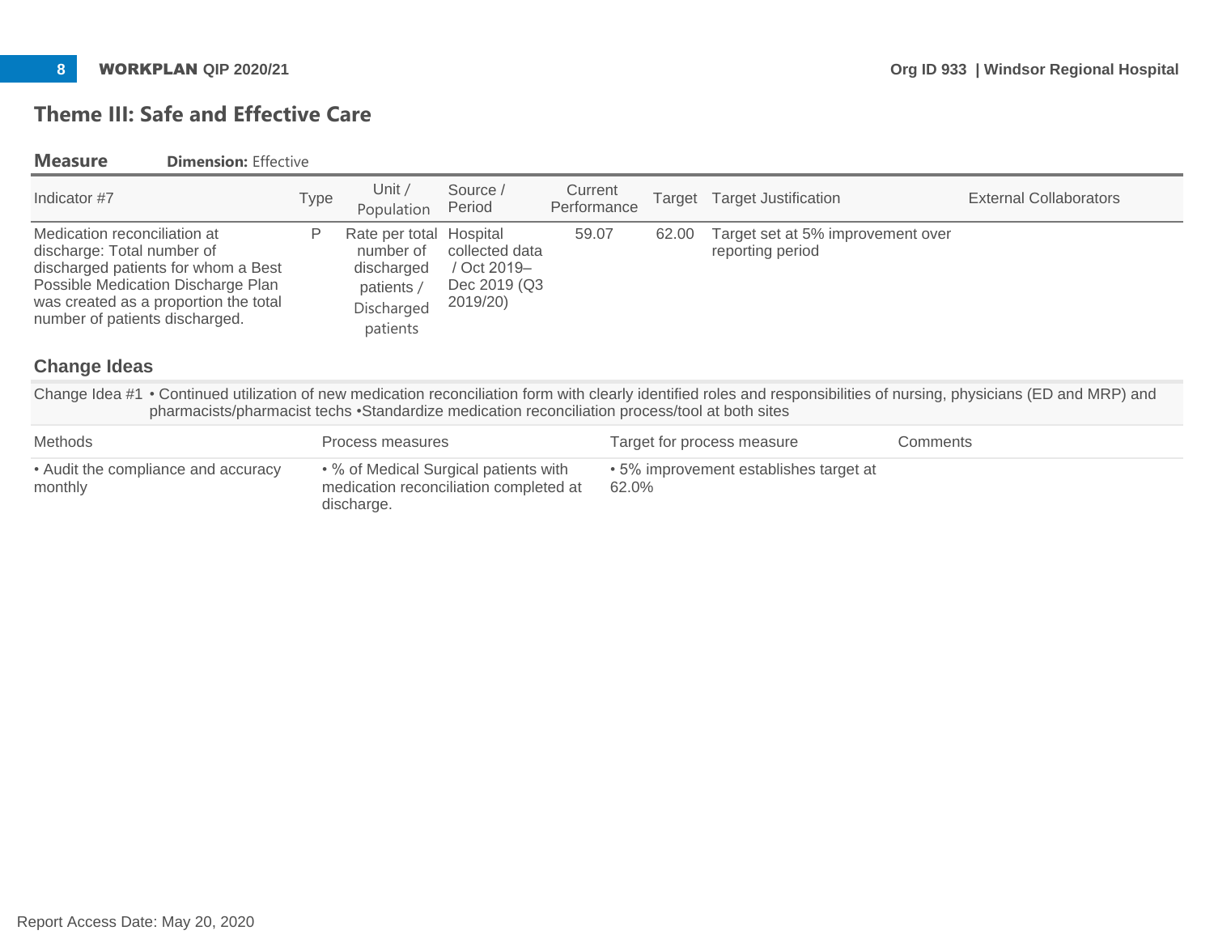## Theme III: Safe and Effective Care

### Measure — Dimension: Effective

| Indicator #7 | Type | Unit / Population | Source / Period | Current Performance | Target | Target Justification | External Collaborators |
|---|---|---|---|---|---|---|---|
| Medication reconciliation at discharge: Total number of discharged patients for whom a Best Possible Medication Discharge Plan was created as a proportion the total number of patients discharged. | P | Rate per total number of discharged patients / Discharged patients | Hospital collected data / Oct 2019– Dec 2019 (Q3 2019/20) | 59.07 | 62.00 | Target set at 5% improvement over reporting period | |

### Change Ideas

Change Idea #1 • Continued utilization of new medication reconciliation form with clearly identified roles and responsibilities of nursing, physicians (ED and MRP) and pharmacists/pharmacist techs •Standardize medication reconciliation process/tool at both sites

| Methods | Process measures | Target for process measure | Comments |
|---|---|---|---|
| • Audit the compliance and accuracy monthly | • % of Medical Surgical patients with medication reconciliation completed at discharge. | • 5% improvement establishes target at 62.0% | |

Report Access Date: May 20, 2020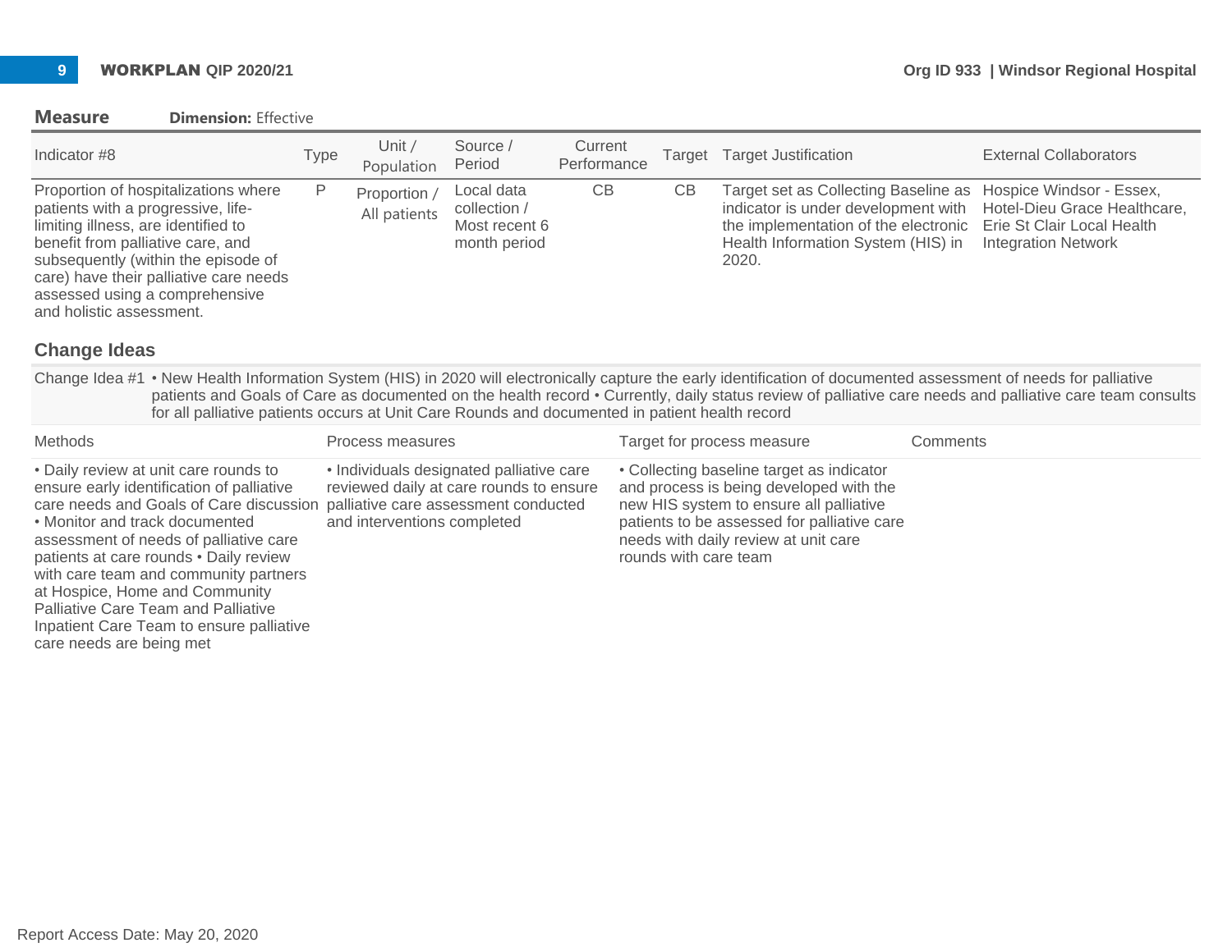## Measure **Dimension:** Effective

| Indicator #8 | Type | Unit / Population | Source / Period | Current Performance | Target | Target Justification | External Collaborators |
|---|---|---|---|---|---|---|---|
| Proportion of hospitalizations where patients with a progressive, life-limiting illness, are identified to benefit from palliative care, and subsequently (within the episode of care) have their palliative care needs assessed using a comprehensive and holistic assessment. | P | Proportion / All patients | Local data collection / Most recent 6 month period | CB | CB | Target set as Collecting Baseline as indicator is under development with the implementation of the electronic Health Information System (HIS) in 2020. | Hospice Windsor - Essex, Hotel-Dieu Grace Healthcare, Erie St Clair Local Health Integration Network |

## Change Ideas

Change Idea #1 • New Health Information System (HIS) in 2020 will electronically capture the early identification of documented assessment of needs for palliative patients and Goals of Care as documented on the health record • Currently, daily status review of palliative care needs and palliative care team consults for all palliative patients occurs at Unit Care Rounds and documented in patient health record

| Methods | Process measures | Target for process measure | Comments |
|---|---|---|---|
| • Daily review at unit care rounds to ensure early identification of palliative care needs and Goals of Care discussion • Monitor and track documented assessment of needs of palliative care patients at care rounds • Daily review with care team and community partners at Hospice, Home and Community Palliative Care Team and Palliative Inpatient Care Team to ensure palliative care needs are being met | • Individuals designated palliative care reviewed daily at care rounds to ensure palliative care assessment conducted and interventions completed | • Collecting baseline target as indicator and process is being developed with the new HIS system to ensure all palliative patients to be assessed for palliative care needs with daily review at unit care rounds with care team | |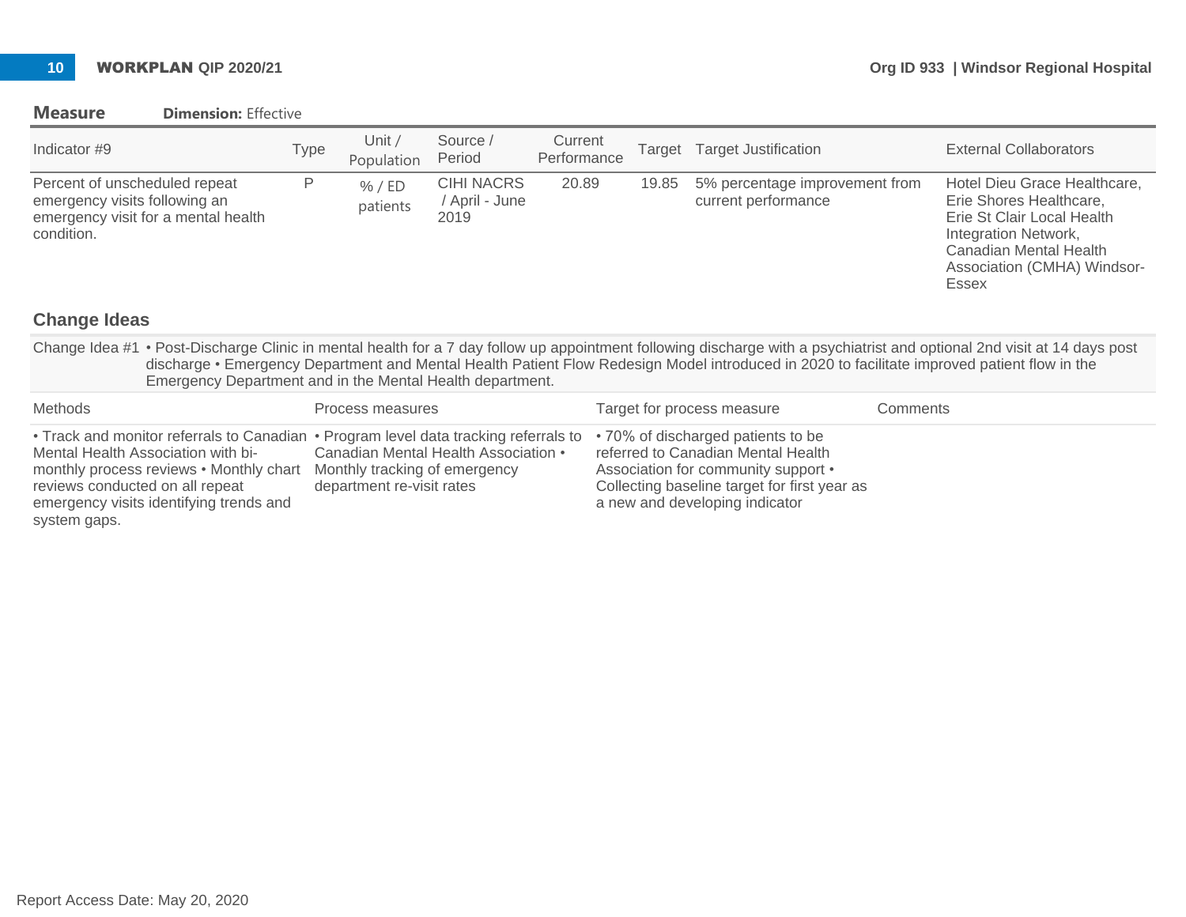**Measure** **Dimension:** Effective

| Indicator #9 | Type | Unit / Population | Source / Period | Current Performance | Target | Target Justification | External Collaborators |
|---|---|---|---|---|---|---|---|
| Percent of unscheduled repeat emergency visits following an emergency visit for a mental health condition. | P | % / ED patients | CIHI NACRS / April - June 2019 | 20.89 | 19.85 | 5% percentage improvement from current performance | Hotel Dieu Grace Healthcare, Erie Shores Healthcare, Erie St Clair Local Health Integration Network, Canadian Mental Health Association (CMHA) Windsor-Essex |

## Change Ideas

Change Idea #1 • Post-Discharge Clinic in mental health for a 7 day follow up appointment following discharge with a psychiatrist and optional 2nd visit at 14 days post discharge • Emergency Department and Mental Health Patient Flow Redesign Model introduced in 2020 to facilitate improved patient flow in the Emergency Department and in the Mental Health department.

| Methods | Process measures | Target for process measure | Comments |
|---|---|---|---|
| • Track and monitor referrals to Canadian Mental Health Association with bi-monthly process reviews • Monthly chart reviews conducted on all repeat emergency visits identifying trends and system gaps. | • Program level data tracking referrals to Canadian Mental Health Association • Monthly tracking of emergency department re-visit rates | • 70% of discharged patients to be referred to Canadian Mental Health Association for community support • Collecting baseline target for first year as a new and developing indicator | |

Report Access Date: May 20, 2020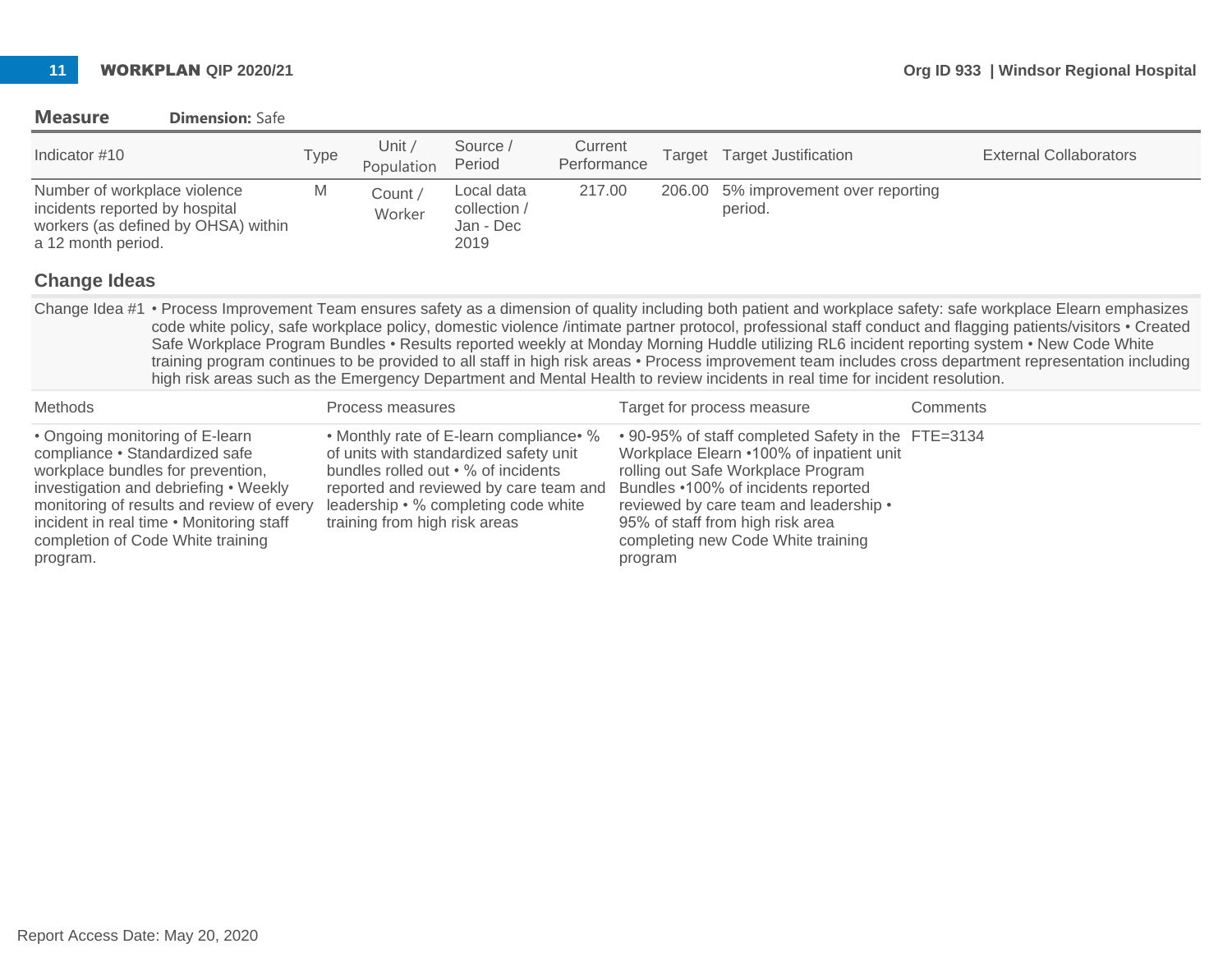## Measure    **Dimension:** Safe

| Indicator #10 | Type | Unit / Population | Source / Period | Current Performance | Target | Target Justification | External Collaborators |
|---|---|---|---|---|---|---|---|
| Number of workplace violence incidents reported by hospital workers (as defined by OHSA) within a 12 month period. | M | Count / Worker | Local data collection / Jan - Dec 2019 | 217.00 | 206.00 | 5% improvement over reporting period. | |

### Change Ideas

Change Idea #1 • Process Improvement Team ensures safety as a dimension of quality including both patient and workplace safety: safe workplace Elearn emphasizes code white policy, safe workplace policy, domestic violence /intimate partner protocol, professional staff conduct and flagging patients/visitors • Created Safe Workplace Program Bundles • Results reported weekly at Monday Morning Huddle utilizing RL6 incident reporting system • New Code White training program continues to be provided to all staff in high risk areas • Process improvement team includes cross department representation including high risk areas such as the Emergency Department and Mental Health to review incidents in real time for incident resolution.

| Methods | Process measures | Target for process measure | Comments |
|---|---|---|---|
| • Ongoing monitoring of E-learn compliance • Standardized safe workplace bundles for prevention, investigation and debriefing • Weekly monitoring of results and review of every incident in real time • Monitoring staff completion of Code White training program. | • Monthly rate of E-learn compliance• % of units with standardized safety unit bundles rolled out • % of incidents reported and reviewed by care team and leadership • % completing code white training from high risk areas | • 90-95% of staff completed Safety in the Workplace Elearn •100% of inpatient unit rolling out Safe Workplace Program Bundles •100% of incidents reported reviewed by care team and leadership • 95% of staff from high risk area completing new Code White training program | FTE=3134 |

Report Access Date: May 20, 2020